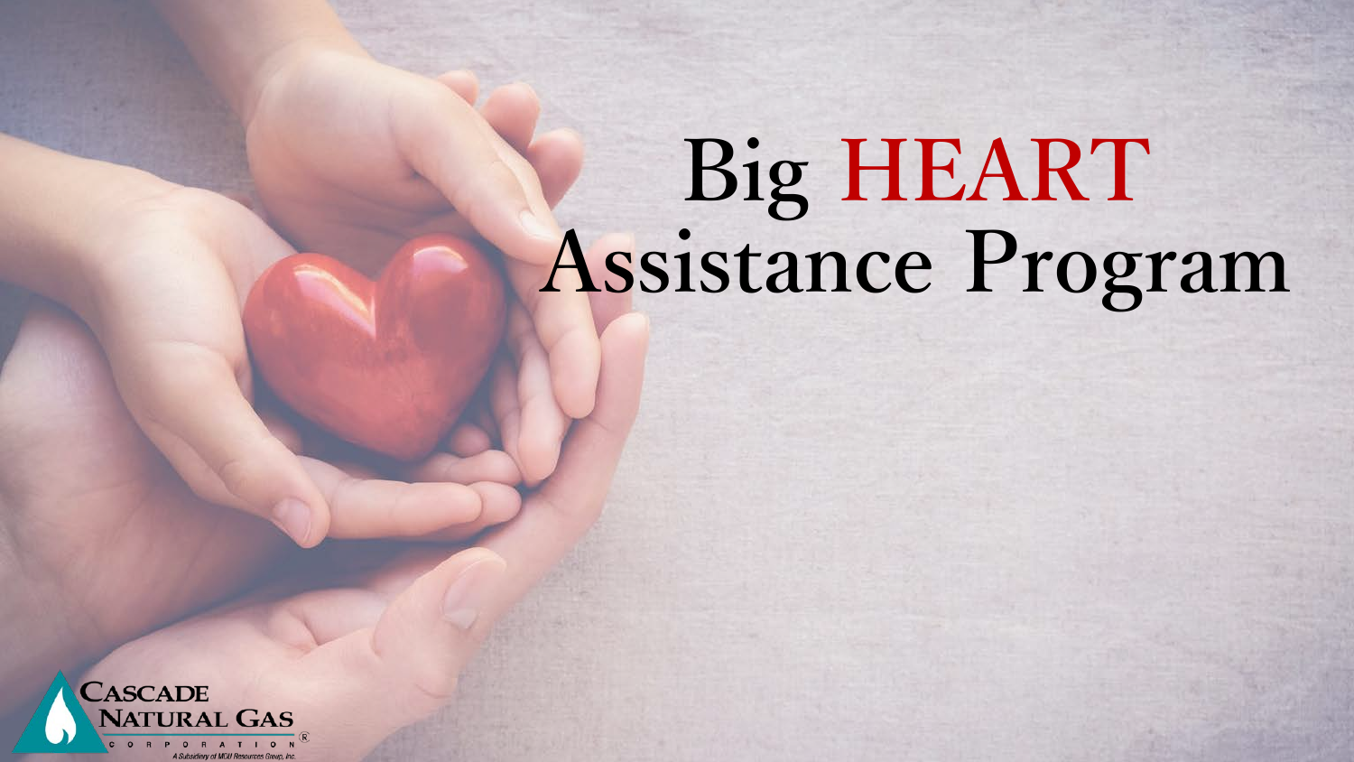# Big HEART Assistance Program

Cascade Natural Gas Corporation®

A Subsidiary of MDU Resources Group, Inc.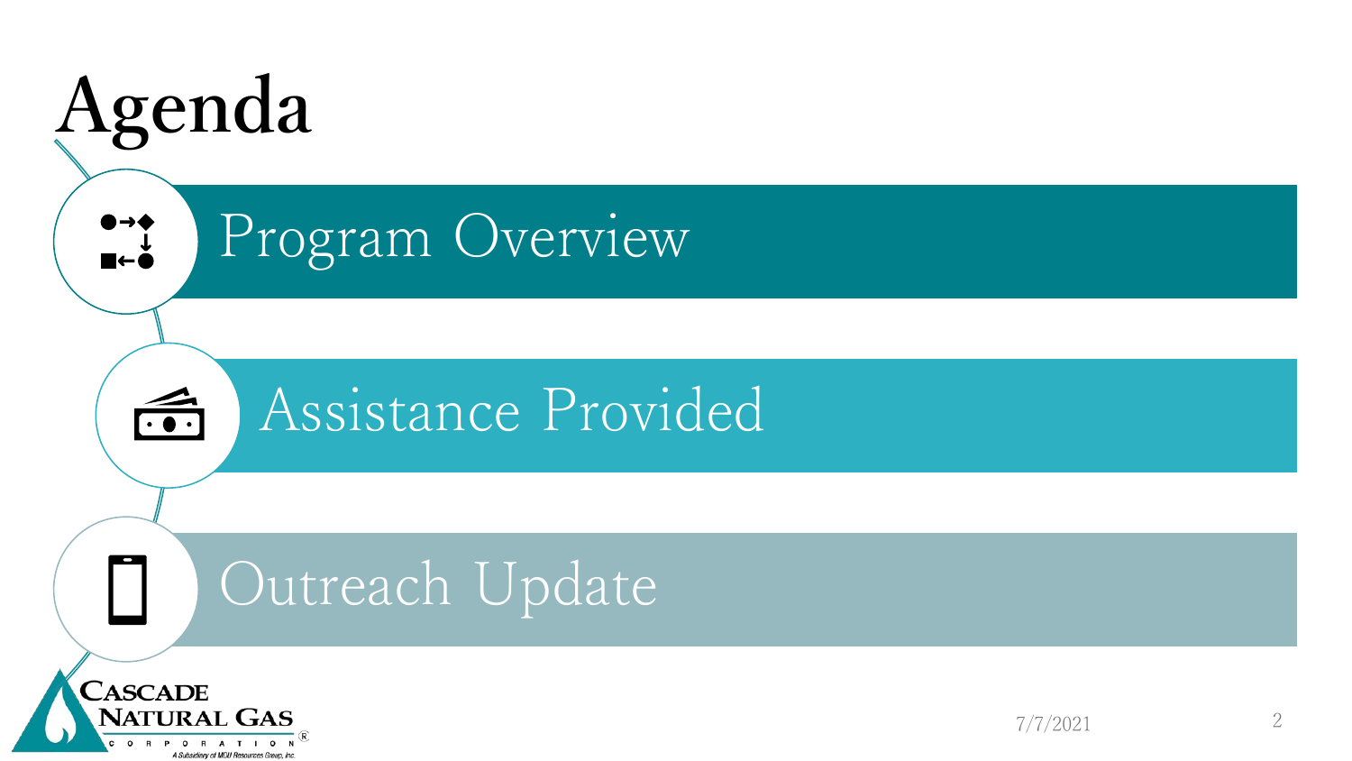# Agenda

- Program Overview
- Assistance Provided
- Outreach Update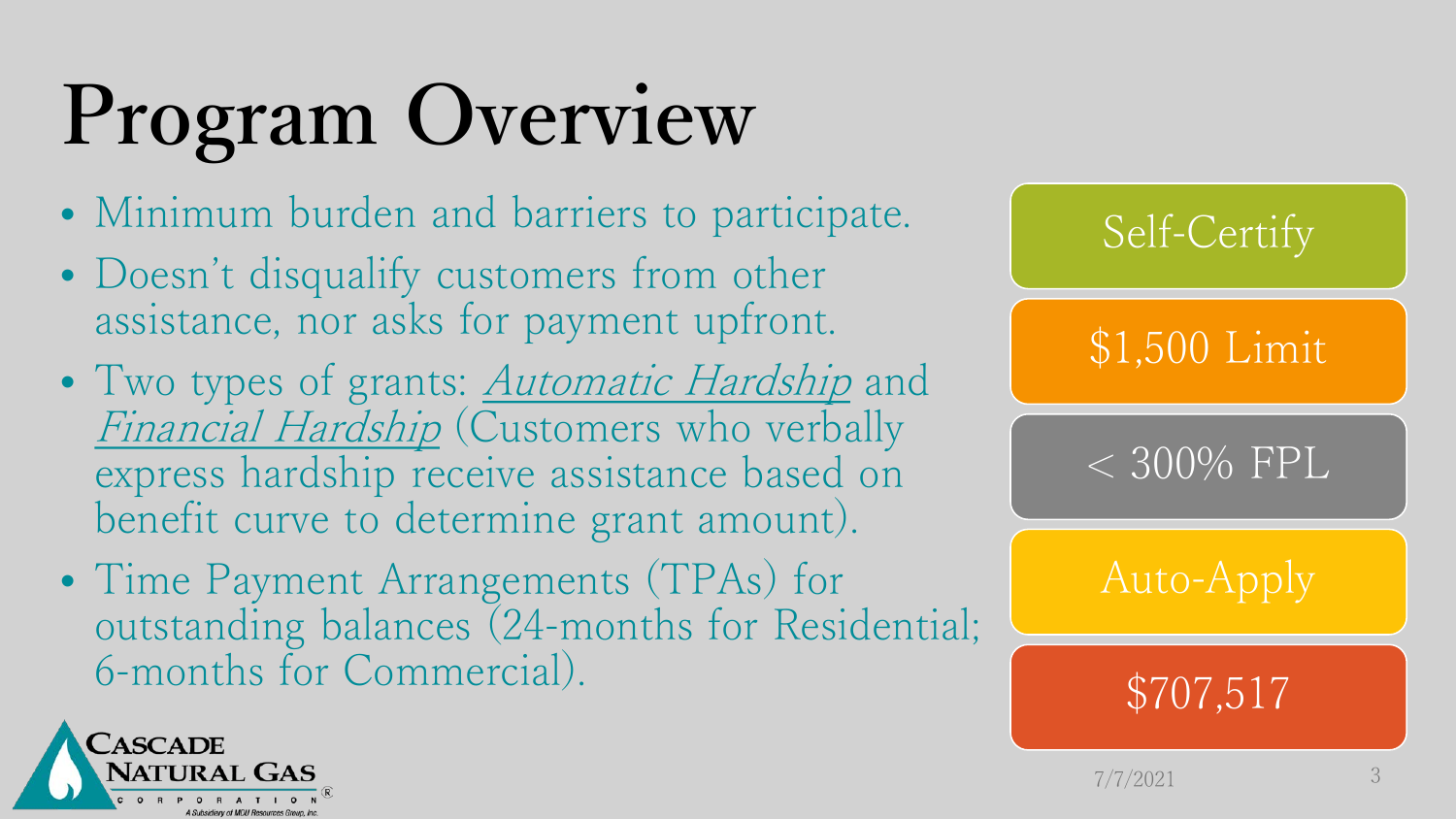# Program Overview

- Minimum burden and barriers to participate.
- Doesn't disqualify customers from other assistance, nor asks for payment upfront.
- Two types of grants: *Automatic Hardship* and *Financial Hardship* (Customers who verbally express hardship receive assistance based on benefit curve to determine grant amount).
- Time Payment Arrangements (TPAs) for outstanding balances (24-months for Residential; 6-months for Commercial).

Self-Certify

$1,500 Limit

< 300% FPL

Auto-Apply

$707,517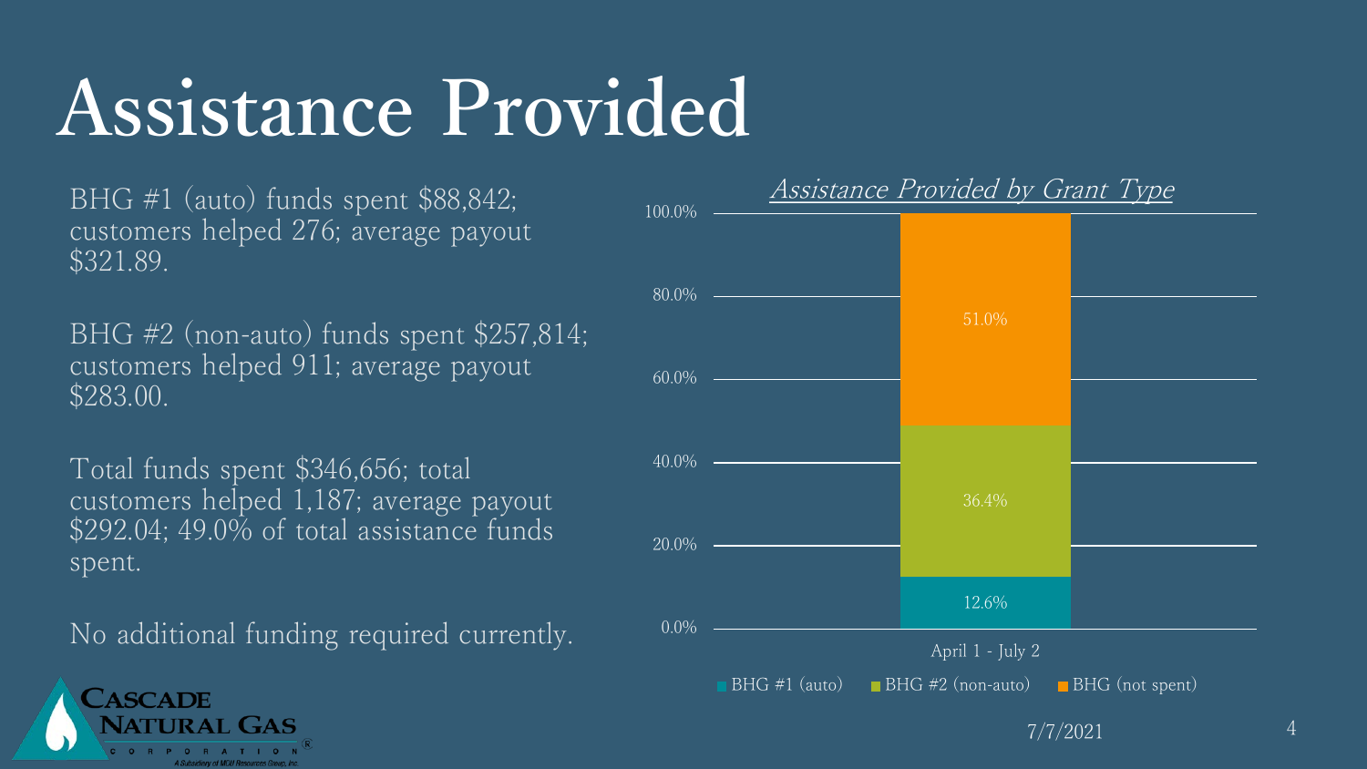# Assistance Provided

BHG #1 (auto) funds spent $88,842; customers helped 276; average payout $321.89.

BHG #2 (non-auto) funds spent $257,814; customers helped 911; average payout $283.00.

Total funds spent $346,656; total customers helped 1,187; average payout $292.04; 49.0% of total assistance funds spent.

No additional funding required currently.

*Assistance Provided by Grant Type*

| April 1 - July 2 | Percentage |
|---|---|
| BHG #1 (auto) | 12.6% |
| BHG #2 (non-auto) | 36.4% |
| BHG (not spent) | 51.0% |

7/7/2021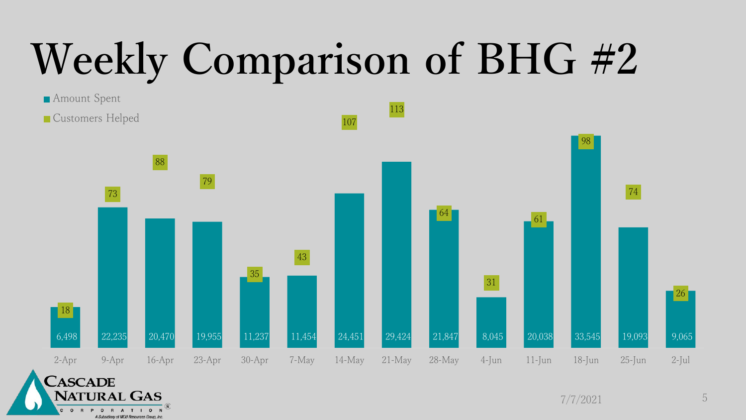# Weekly Comparison of BHG #2

| Week | Amount Spent | Customers Helped |
| --- | --- | --- |
| 2-Apr | 6,498 | 18 |
| 9-Apr | 22,235 | 73 |
| 16-Apr | 20,470 | 88 |
| 23-Apr | 19,955 | 79 |
| 30-Apr | 11,237 | 35 |
| 7-May | 11,454 | 43 |
| 14-May | 24,451 | 107 |
| 21-May | 29,424 | 113 |
| 28-May | 21,847 | 64 |
| 4-Jun | 8,045 | 31 |
| 11-Jun | 20,038 | 61 |
| 18-Jun | 33,545 | 98 |
| 25-Jun | 19,093 | 74 |
| 2-Jul | 9,065 | 26 |

Cascade Natural Gas Corporation ®
A Subsidiary of MDU Resources Group, Inc.

7/7/2021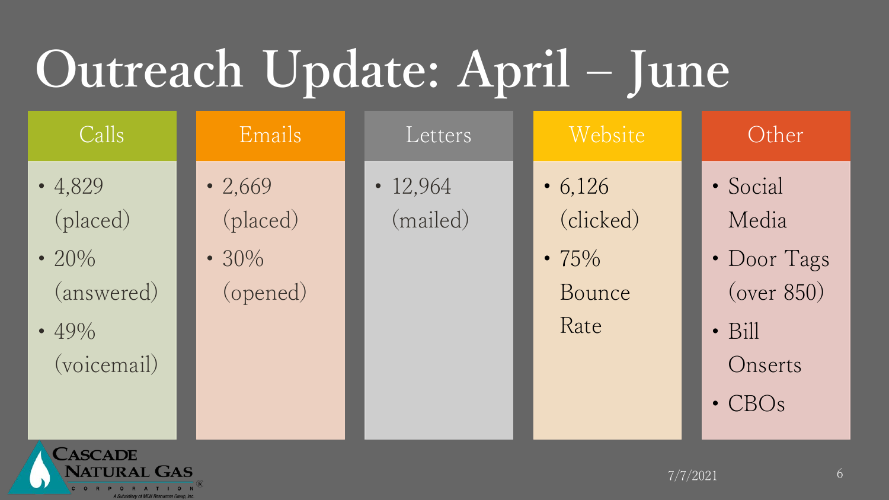# Outreach Update: April – June

## Calls

- 4,829 (placed)
- 20% (answered)
- 49% (voicemail)

## Emails

- 2,669 (placed)
- 30% (opened)

## Letters

- 12,964 (mailed)

## Website

- 6,126 (clicked)
- 75% Bounce Rate

## Other

- Social Media
- Door Tags (over 850)
- Bill Onserts
- CBOs

7/7/2021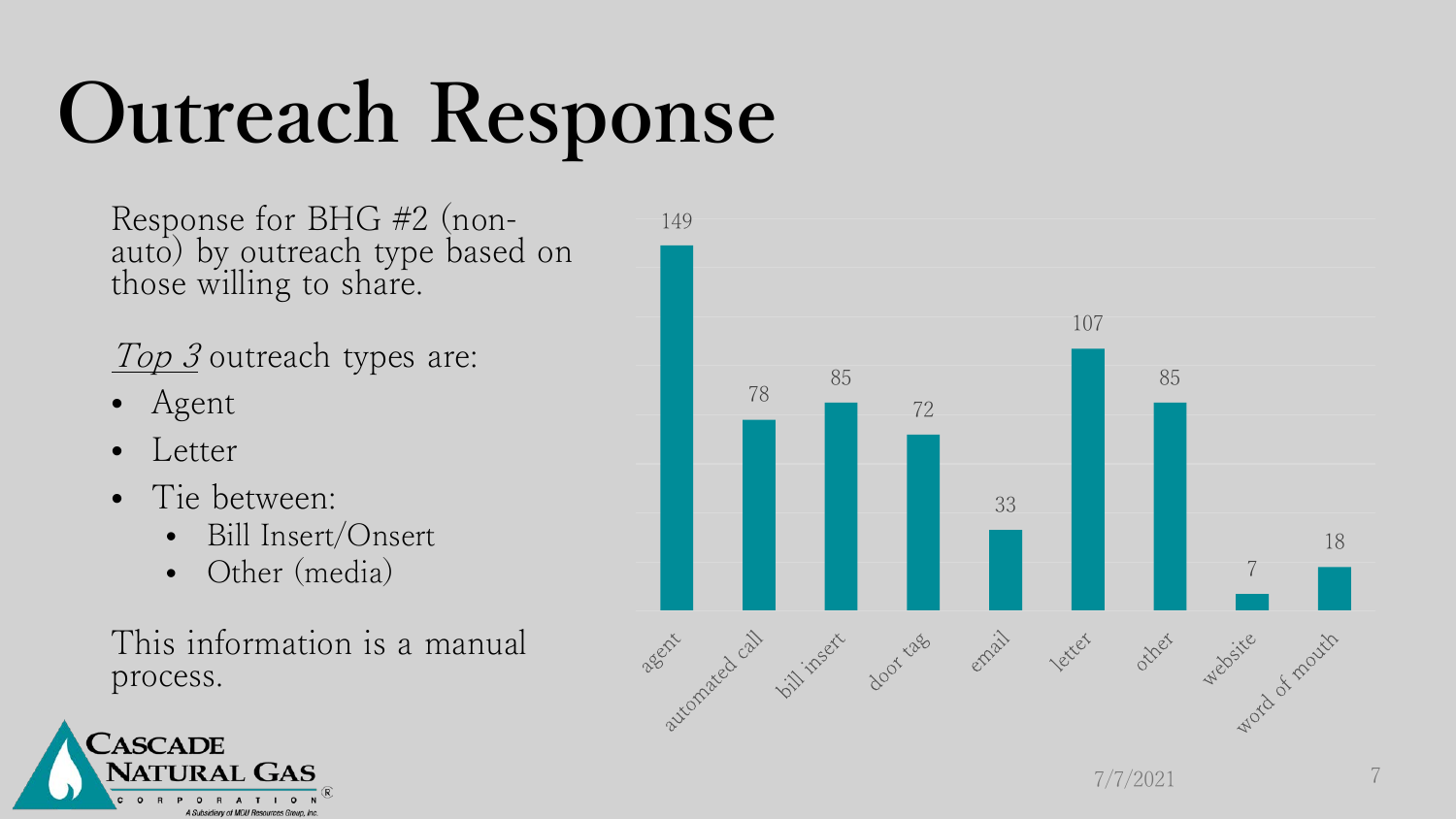# Outreach Response

Response for BHG #2 (non-auto) by outreach type based on those willing to share.

*Top 3* outreach types are:

- Agent
- Letter
- Tie between:
  - Bill Insert/Onsert
  - Other (media)

This information is a manual process.

| Outreach type | Response |
| --- | --- |
| agent | 149 |
| automated call | 78 |
| bill insert | 85 |
| door tag | 72 |
| email | 33 |
| letter | 107 |
| other | 85 |
| website | 7 |
| word of mouth | 18 |

7/7/2021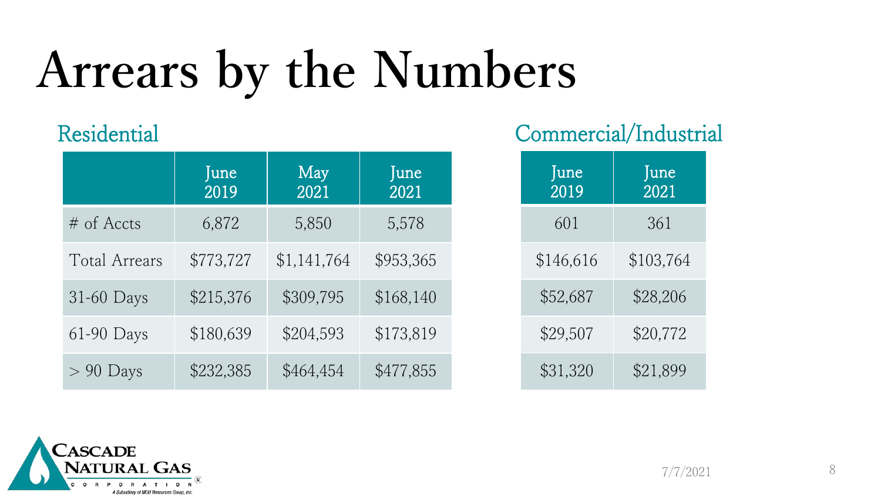# Arrears by the Numbers

## Residential

| | June 2019 | May 2021 | June 2021 |
|---|---|---|---|
| # of Accts | 6,872 | 5,850 | 5,578 |
| Total Arrears | $773,727 | $1,141,764 | $953,365 |
| 31-60 Days | $215,376 | $309,795 | $168,140 |
| 61-90 Days | $180,639 | $204,593 | $173,819 |
| > 90 Days | $232,385 | $464,454 | $477,855 |

## Commercial/Industrial

| June 2019 | June 2021 |
|---|---|
| 601 | 361 |
| $146,616 | $103,764 |
| $52,687 | $28,206 |
| $29,507 | $20,772 |
| $31,320 | $21,899 |

CASCADE NATURAL GAS CORPORATION

A Subsidiary of MDU Resources Group, Inc.

7/7/2021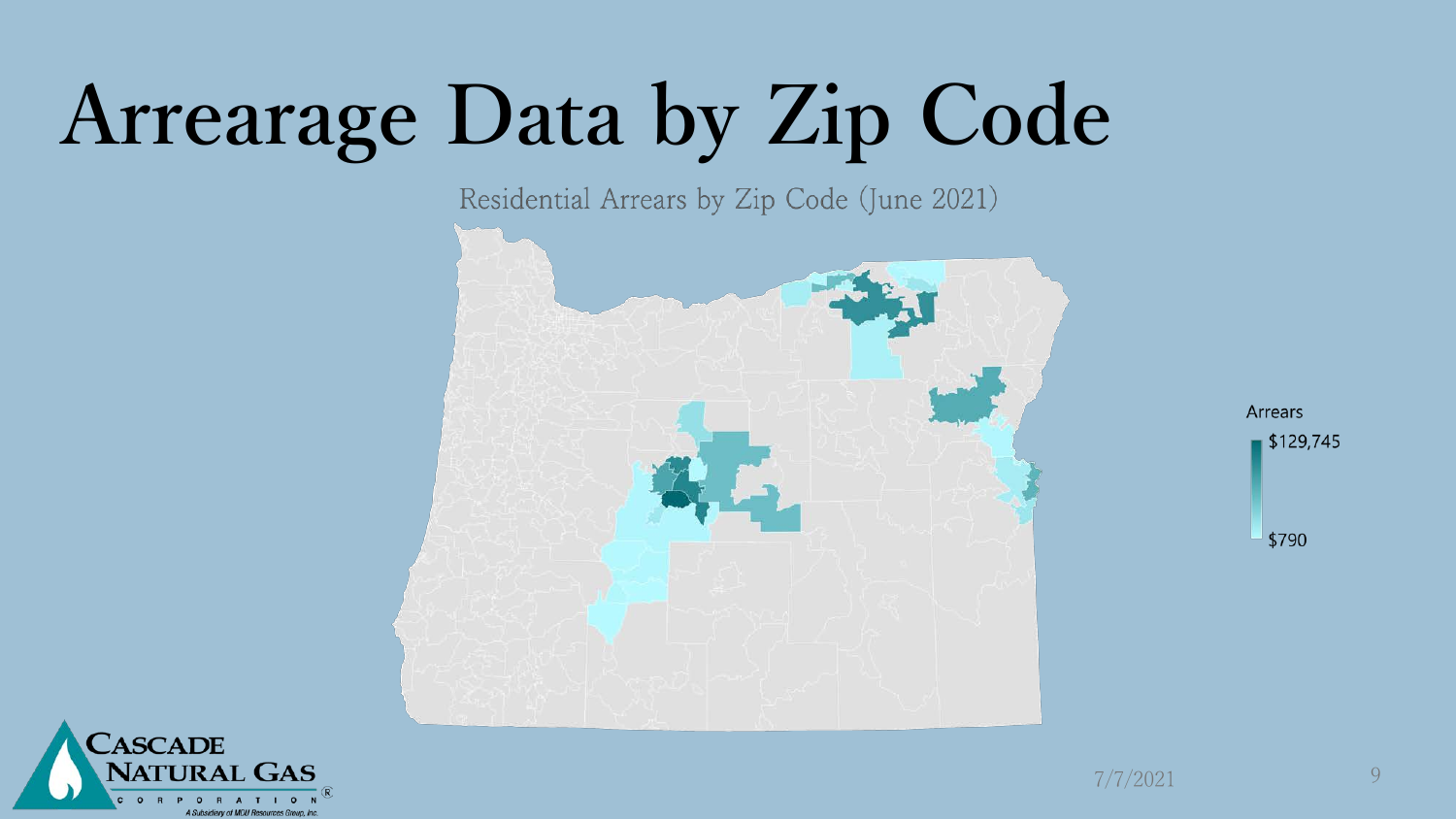# Arrearage Data by Zip Code

Residential Arrears by Zip Code (June 2021)

Arrears

$129,745

$790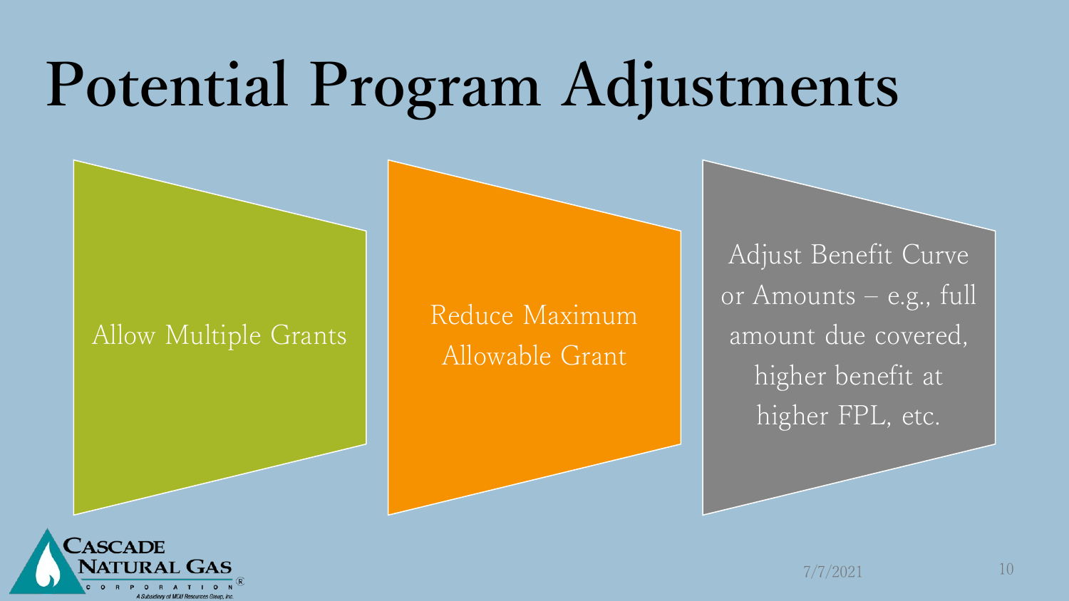# Potential Program Adjustments

- Allow Multiple Grants
- Reduce Maximum Allowable Grant
- Adjust Benefit Curve or Amounts – e.g., full amount due covered, higher benefit at higher FPL, etc.

7/7/2021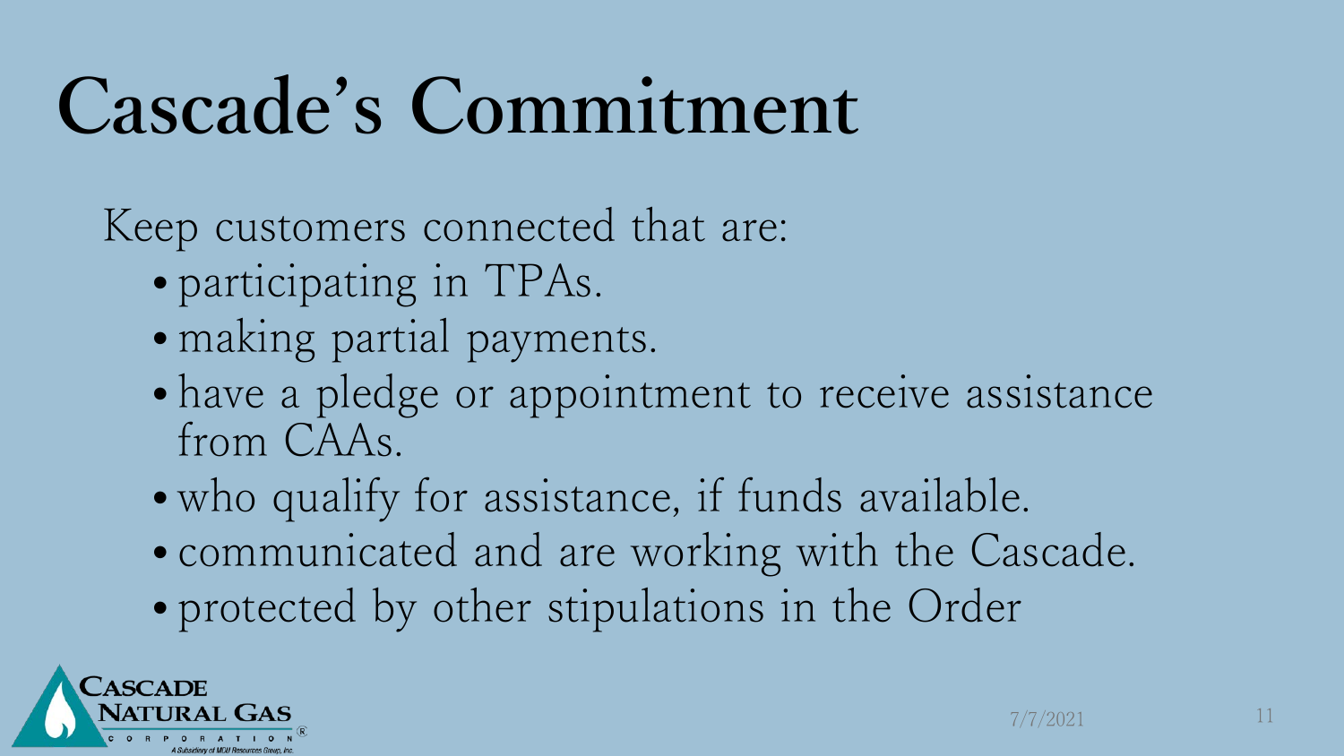# Cascade's Commitment

Keep customers connected that are:

- participating in TPAs.
- making partial payments.
- have a pledge or appointment to receive assistance from CAAs.
- who qualify for assistance, if funds available.
- communicated and are working with the Cascade.
- protected by other stipulations in the Order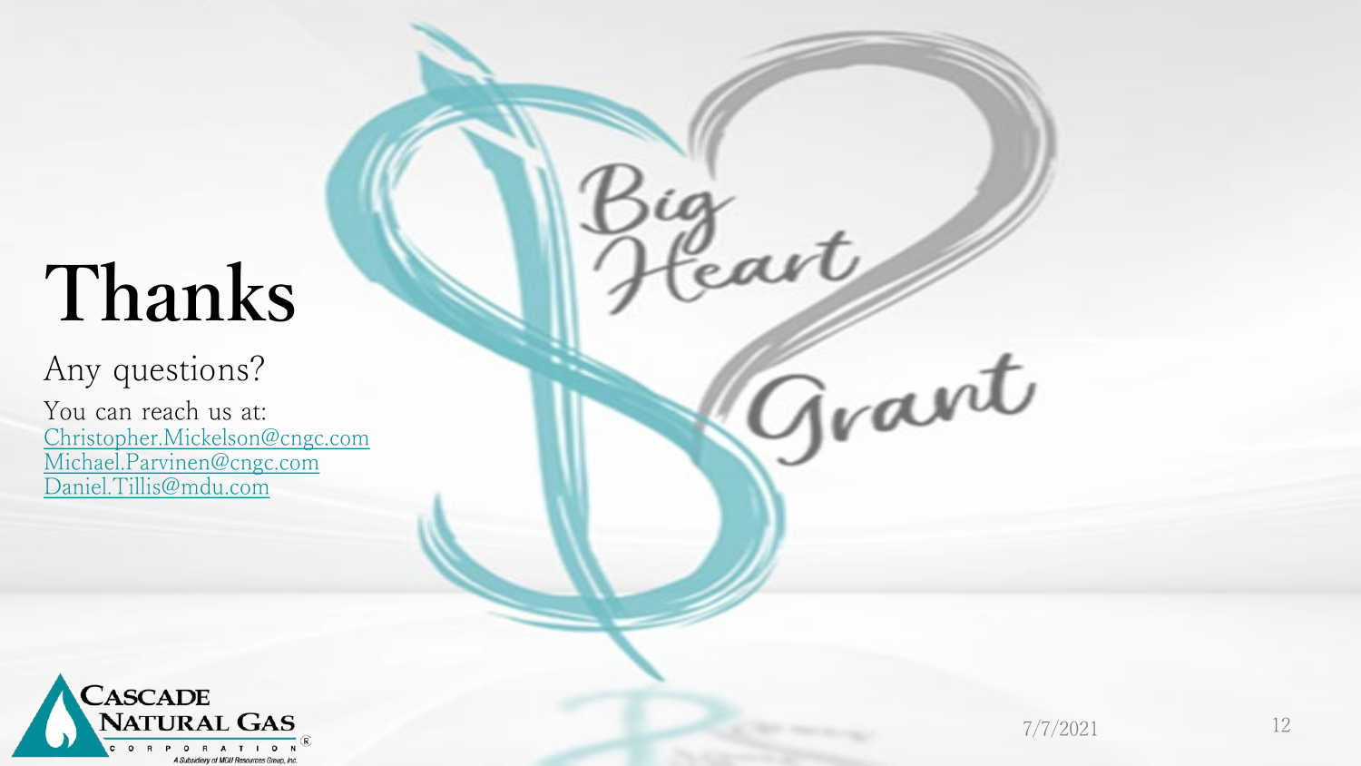# Thanks

Any questions?

You can reach us at:
Christopher.Mickelson@cngc.com
Michael.Parvinen@cngc.com
Daniel.Tillis@mdu.com

Big Heart Grant

Cascade Natural Gas Corporation
A Subsidiary of MDU Resources Group, Inc.

7/7/2021